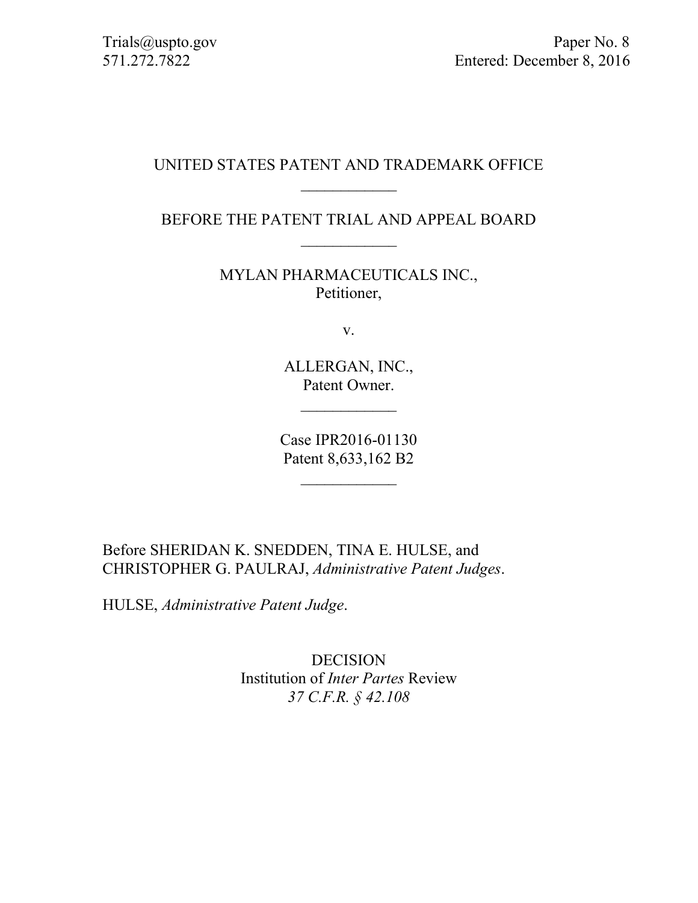Trials@uspto.gov
571.272.7822

Paper No. 8
Entered: December 8, 2016

UNITED STATES PATENT AND TRADEMARK OFFICE

____________

BEFORE THE PATENT TRIAL AND APPEAL BOARD

____________

MYLAN PHARMACEUTICALS INC.,
Petitioner,

v.

ALLERGAN, INC.,
Patent Owner.

____________

Case IPR2016-01130
Patent 8,633,162 B2

____________

Before SHERIDAN K. SNEDDEN, TINA E. HULSE, and CHRISTOPHER G. PAULRAJ, *Administrative Patent Judges*.

HULSE, *Administrative Patent Judge*.

DECISION
Institution of *Inter Partes* Review
*37 C.F.R. § 42.108*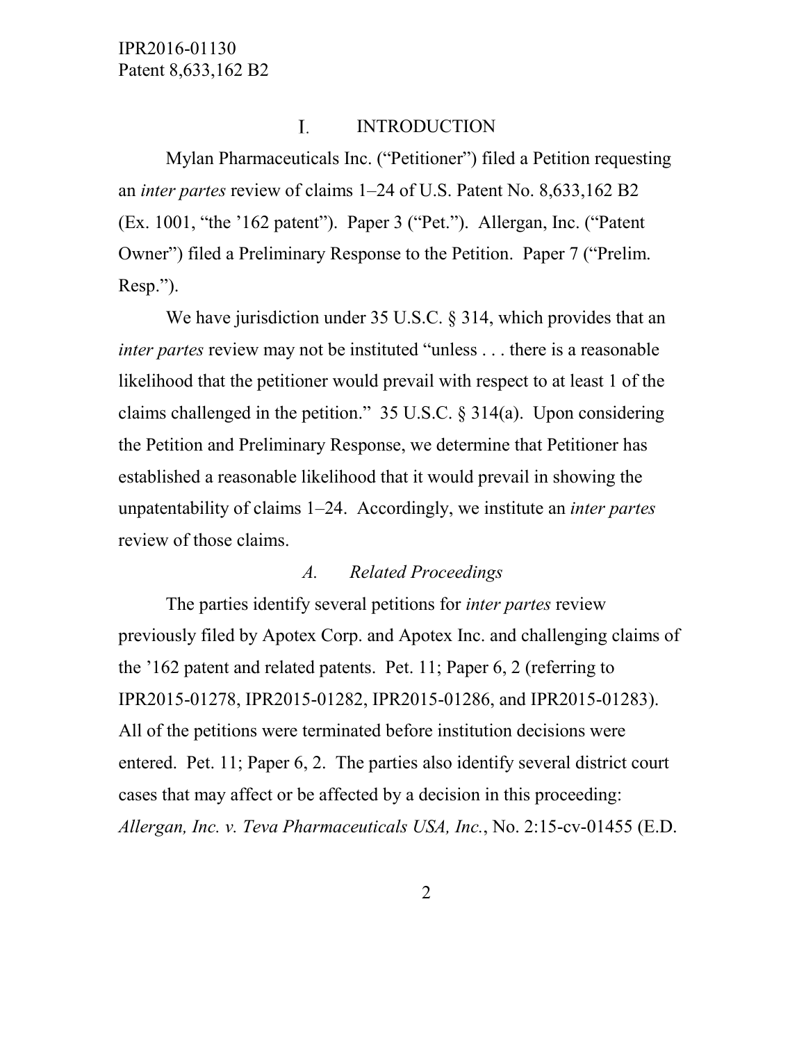## I. INTRODUCTION

Mylan Pharmaceuticals Inc. ("Petitioner") filed a Petition requesting an *inter partes* review of claims 1–24 of U.S. Patent No. 8,633,162 B2 (Ex. 1001, "the '162 patent"). Paper 3 ("Pet."). Allergan, Inc. ("Patent Owner") filed a Preliminary Response to the Petition. Paper 7 ("Prelim. Resp.").

We have jurisdiction under 35 U.S.C. § 314, which provides that an *inter partes* review may not be instituted "unless . . . there is a reasonable likelihood that the petitioner would prevail with respect to at least 1 of the claims challenged in the petition." 35 U.S.C. § 314(a). Upon considering the Petition and Preliminary Response, we determine that Petitioner has established a reasonable likelihood that it would prevail in showing the unpatentability of claims 1–24. Accordingly, we institute an *inter partes* review of those claims.

### *A. Related Proceedings*

The parties identify several petitions for *inter partes* review previously filed by Apotex Corp. and Apotex Inc. and challenging claims of the '162 patent and related patents. Pet. 11; Paper 6, 2 (referring to IPR2015-01278, IPR2015-01282, IPR2015-01286, and IPR2015-01283). All of the petitions were terminated before institution decisions were entered. Pet. 11; Paper 6, 2. The parties also identify several district court cases that may affect or be affected by a decision in this proceeding: *Allergan, Inc. v. Teva Pharmaceuticals USA, Inc.*, No. 2:15-cv-01455 (E.D.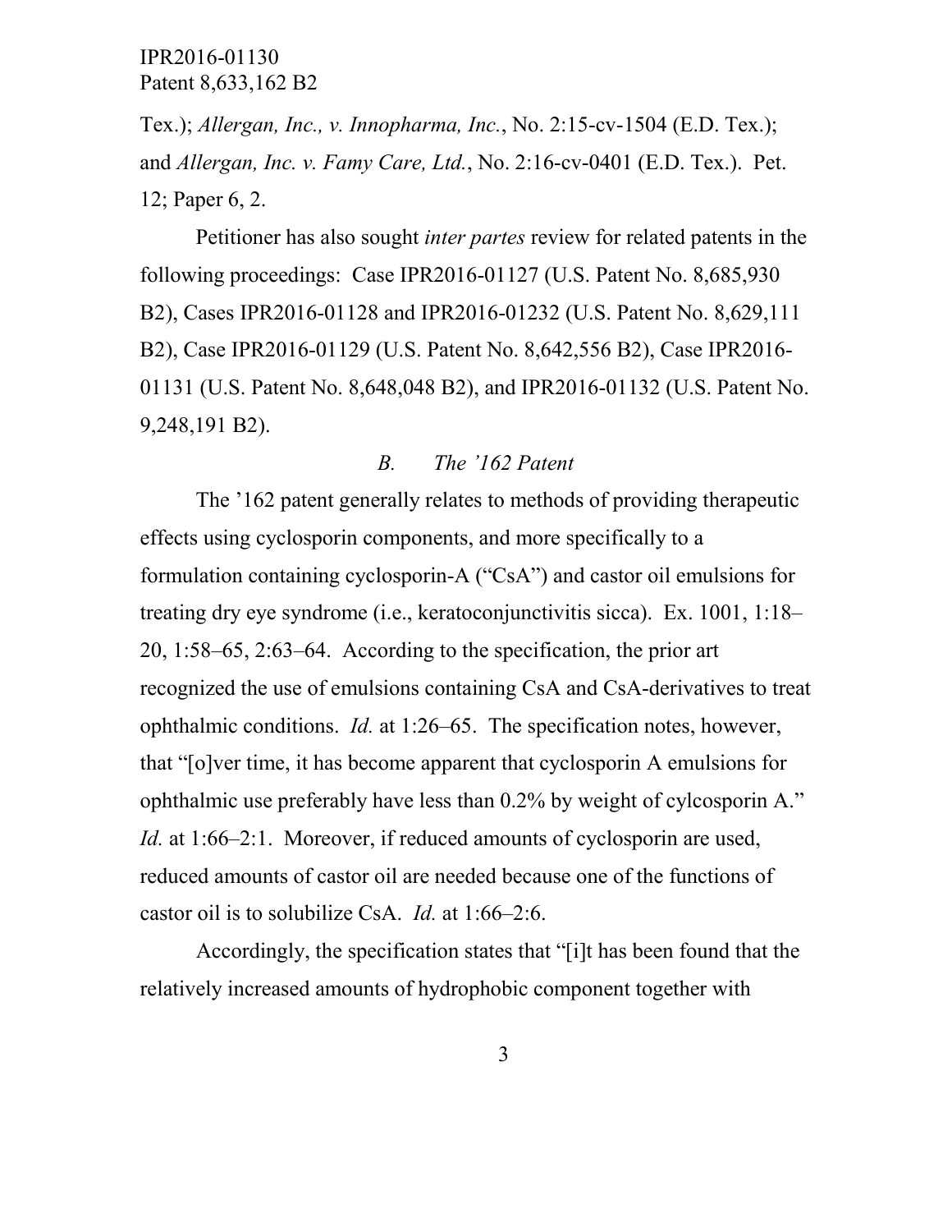Tex.); *Allergan, Inc., v. Innopharma, Inc.*, No. 2:15-cv-1504 (E.D. Tex.); and *Allergan, Inc. v. Famy Care, Ltd.*, No. 2:16-cv-0401 (E.D. Tex.). Pet. 12; Paper 6, 2.

Petitioner has also sought *inter partes* review for related patents in the following proceedings: Case IPR2016-01127 (U.S. Patent No. 8,685,930 B2), Cases IPR2016-01128 and IPR2016-01232 (U.S. Patent No. 8,629,111 B2), Case IPR2016-01129 (U.S. Patent No. 8,642,556 B2), Case IPR2016-01131 (U.S. Patent No. 8,648,048 B2), and IPR2016-01132 (U.S. Patent No. 9,248,191 B2).

### *B. The '162 Patent*

The '162 patent generally relates to methods of providing therapeutic effects using cyclosporin components, and more specifically to a formulation containing cyclosporin-A ("CsA") and castor oil emulsions for treating dry eye syndrome (i.e., keratoconjunctivitis sicca). Ex. 1001, 1:18–20, 1:58–65, 2:63–64. According to the specification, the prior art recognized the use of emulsions containing CsA and CsA-derivatives to treat ophthalmic conditions. *Id.* at 1:26–65. The specification notes, however, that "[o]ver time, it has become apparent that cyclosporin A emulsions for ophthalmic use preferably have less than 0.2% by weight of cylcosporin A." *Id.* at 1:66–2:1. Moreover, if reduced amounts of cyclosporin are used, reduced amounts of castor oil are needed because one of the functions of castor oil is to solubilize CsA. *Id.* at 1:66–2:6.

Accordingly, the specification states that "[i]t has been found that the relatively increased amounts of hydrophobic component together with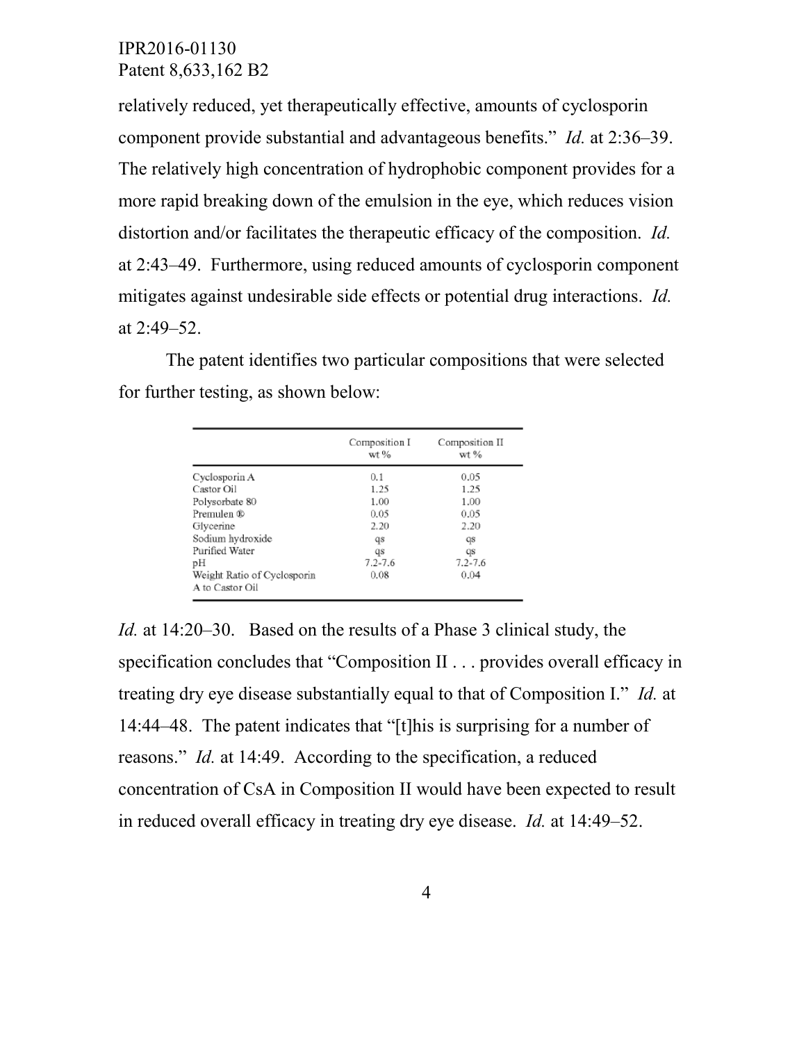relatively reduced, yet therapeutically effective, amounts of cyclosporin component provide substantial and advantageous benefits." *Id.* at 2:36–39. The relatively high concentration of hydrophobic component provides for a more rapid breaking down of the emulsion in the eye, which reduces vision distortion and/or facilitates the therapeutic efficacy of the composition. *Id.* at 2:43–49. Furthermore, using reduced amounts of cyclosporin component mitigates against undesirable side effects or potential drug interactions. *Id.* at 2:49–52.

The patent identifies two particular compositions that were selected for further testing, as shown below:

| | Composition I wt % | Composition II wt % |
|---|---|---|
| Cyclosporin A | 0.1 | 0.05 |
| Castor Oil | 1.25 | 1.25 |
| Polysorbate 80 | 1.00 | 1.00 |
| Premulen ® | 0.05 | 0.05 |
| Glycerine | 2.20 | 2.20 |
| Sodium hydroxide | qs | qs |
| Purified Water | qs | qs |
| pH | 7.2-7.6 | 7.2-7.6 |
| Weight Ratio of Cyclosporin A to Castor Oil | 0.08 | 0.04 |

*Id.* at 14:20–30. Based on the results of a Phase 3 clinical study, the specification concludes that "Composition II . . . provides overall efficacy in treating dry eye disease substantially equal to that of Composition I." *Id.* at 14:44–48. The patent indicates that "[t]his is surprising for a number of reasons." *Id.* at 14:49. According to the specification, a reduced concentration of CsA in Composition II would have been expected to result in reduced overall efficacy in treating dry eye disease. *Id.* at 14:49–52.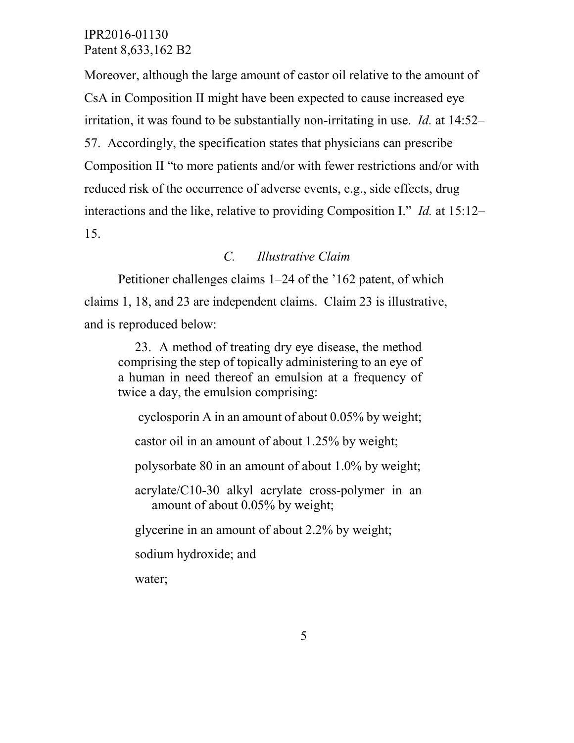Moreover, although the large amount of castor oil relative to the amount of CsA in Composition II might have been expected to cause increased eye irritation, it was found to be substantially non-irritating in use. *Id.* at 14:52–57. Accordingly, the specification states that physicians can prescribe Composition II "to more patients and/or with fewer restrictions and/or with reduced risk of the occurrence of adverse events, e.g., side effects, drug interactions and the like, relative to providing Composition I." *Id.* at 15:12–15.

### *C. Illustrative Claim*

Petitioner challenges claims 1–24 of the '162 patent, of which claims 1, 18, and 23 are independent claims. Claim 23 is illustrative, and is reproduced below:

> 23. A method of treating dry eye disease, the method comprising the step of topically administering to an eye of a human in need thereof an emulsion at a frequency of twice a day, the emulsion comprising:
>
> cyclosporin A in an amount of about 0.05% by weight;
>
> castor oil in an amount of about 1.25% by weight;
>
> polysorbate 80 in an amount of about 1.0% by weight;
>
> acrylate/C10-30 alkyl acrylate cross-polymer in an amount of about 0.05% by weight;
>
> glycerine in an amount of about 2.2% by weight;
>
> sodium hydroxide; and
>
> water;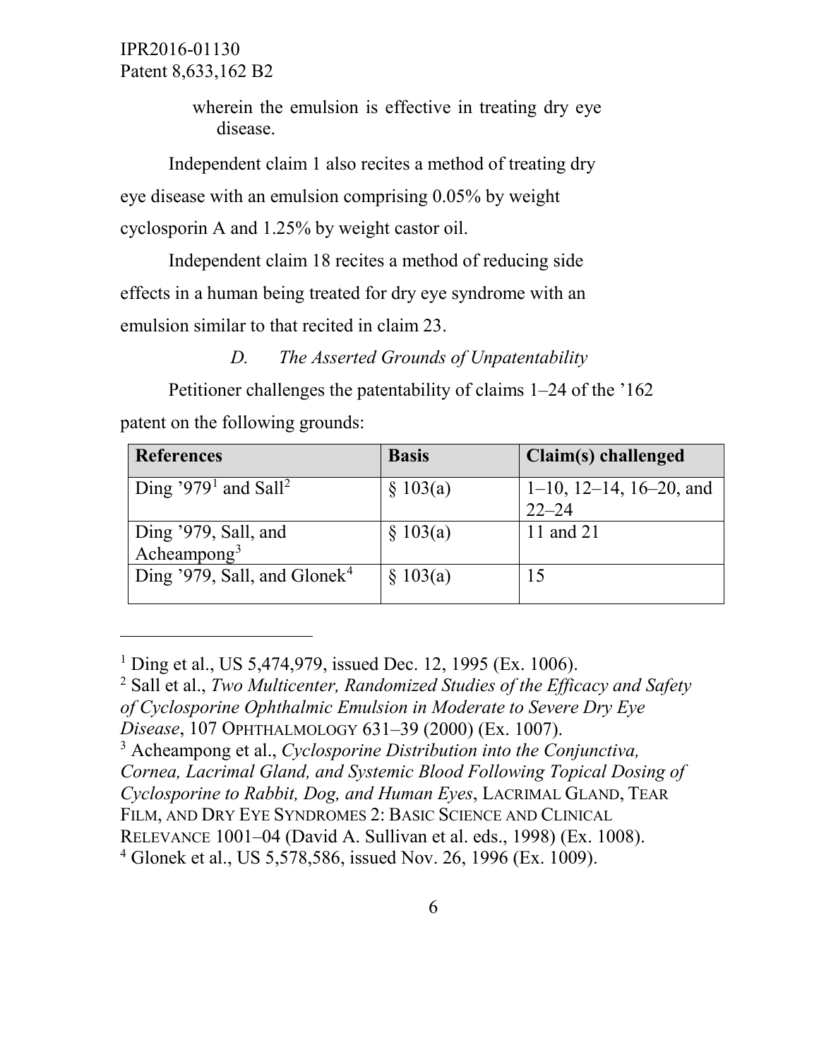wherein the emulsion is effective in treating dry eye disease.

Independent claim 1 also recites a method of treating dry eye disease with an emulsion comprising 0.05% by weight cyclosporin A and 1.25% by weight castor oil.

Independent claim 18 recites a method of reducing side effects in a human being treated for dry eye syndrome with an emulsion similar to that recited in claim 23.

### *D. The Asserted Grounds of Unpatentability*

Petitioner challenges the patentability of claims 1–24 of the ’162 patent on the following grounds:

| References | Basis | Claim(s) challenged |
| --- | --- | --- |
| Ding ’979[1] and Sall[2] | § 103(a) | 1–10, 12–14, 16–20, and 22–24 |
| Ding ’979, Sall, and Acheampong[3] | § 103(a) | 11 and 21 |
| Ding ’979, Sall, and Glonek[4] | § 103(a) | 15 |

---

[1] Ding et al., US 5,474,979, issued Dec. 12, 1995 (Ex. 1006).

[2] Sall et al., *Two Multicenter, Randomized Studies of the Efficacy and Safety of Cyclosporine Ophthalmic Emulsion in Moderate to Severe Dry Eye Disease*, 107 OPHTHALMOLOGY 631–39 (2000) (Ex. 1007).

[3] Acheampong et al., *Cyclosporine Distribution into the Conjunctiva, Cornea, Lacrimal Gland, and Systemic Blood Following Topical Dosing of Cyclosporine to Rabbit, Dog, and Human Eyes*, LACRIMAL GLAND, TEAR FILM, AND DRY EYE SYNDROMES 2: BASIC SCIENCE AND CLINICAL RELEVANCE 1001–04 (David A. Sullivan et al. eds., 1998) (Ex. 1008).

[4] Glonek et al., US 5,578,586, issued Nov. 26, 1996 (Ex. 1009).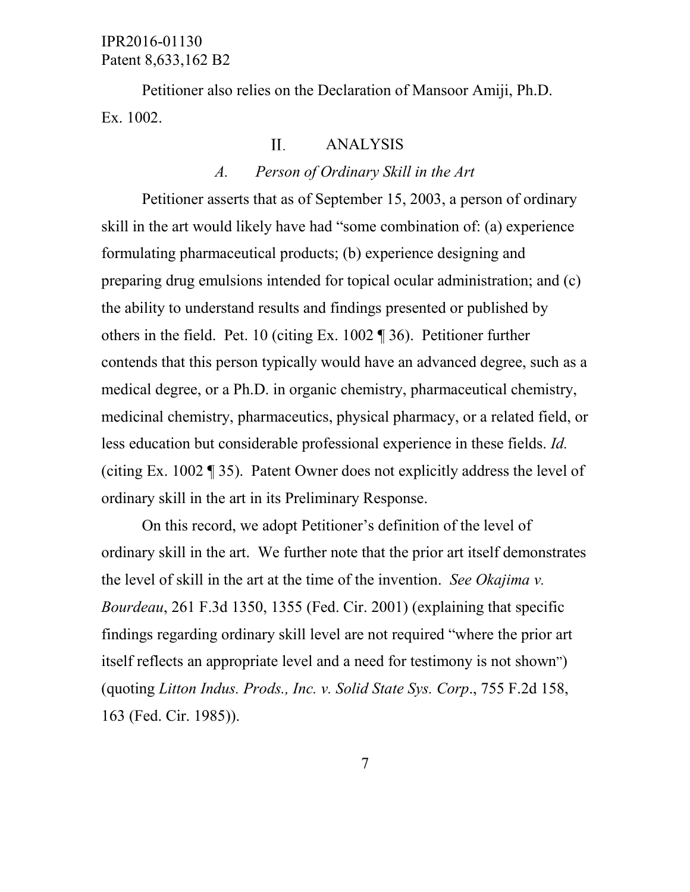Petitioner also relies on the Declaration of Mansoor Amiji, Ph.D. Ex. 1002.

## II. ANALYSIS

### *A. Person of Ordinary Skill in the Art*

Petitioner asserts that as of September 15, 2003, a person of ordinary skill in the art would likely have had "some combination of: (a) experience formulating pharmaceutical products; (b) experience designing and preparing drug emulsions intended for topical ocular administration; and (c) the ability to understand results and findings presented or published by others in the field. Pet. 10 (citing Ex. 1002 ¶ 36). Petitioner further contends that this person typically would have an advanced degree, such as a medical degree, or a Ph.D. in organic chemistry, pharmaceutical chemistry, medicinal chemistry, pharmaceutics, physical pharmacy, or a related field, or less education but considerable professional experience in these fields. *Id.* (citing Ex. 1002 ¶ 35). Patent Owner does not explicitly address the level of ordinary skill in the art in its Preliminary Response.

On this record, we adopt Petitioner's definition of the level of ordinary skill in the art. We further note that the prior art itself demonstrates the level of skill in the art at the time of the invention. *See Okajima v. Bourdeau*, 261 F.3d 1350, 1355 (Fed. Cir. 2001) (explaining that specific findings regarding ordinary skill level are not required "where the prior art itself reflects an appropriate level and a need for testimony is not shown") (quoting *Litton Indus. Prods., Inc. v. Solid State Sys. Corp*., 755 F.2d 158, 163 (Fed. Cir. 1985)).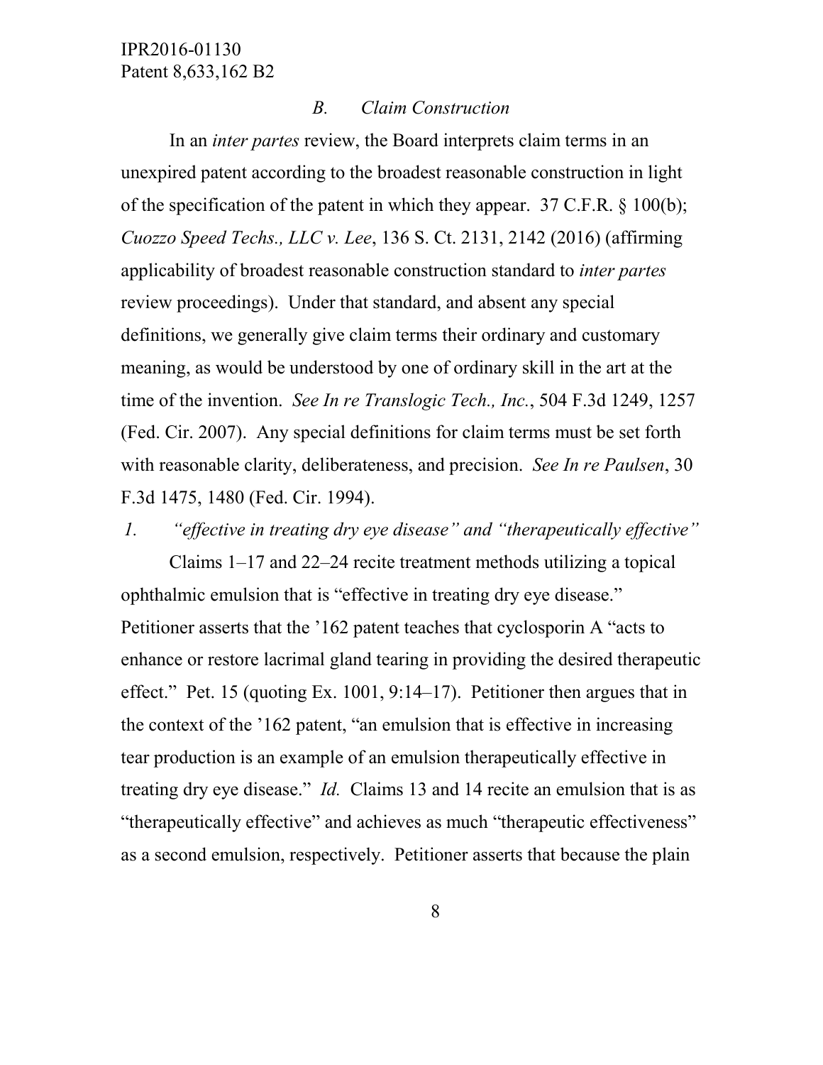### *B. Claim Construction*

In an *inter partes* review, the Board interprets claim terms in an unexpired patent according to the broadest reasonable construction in light of the specification of the patent in which they appear. 37 C.F.R. § 100(b); *Cuozzo Speed Techs., LLC v. Lee*, 136 S. Ct. 2131, 2142 (2016) (affirming applicability of broadest reasonable construction standard to *inter partes* review proceedings). Under that standard, and absent any special definitions, we generally give claim terms their ordinary and customary meaning, as would be understood by one of ordinary skill in the art at the time of the invention. *See In re Translogic Tech., Inc.*, 504 F.3d 1249, 1257 (Fed. Cir. 2007). Any special definitions for claim terms must be set forth with reasonable clarity, deliberateness, and precision. *See In re Paulsen*, 30 F.3d 1475, 1480 (Fed. Cir. 1994).

#### *1. "effective in treating dry eye disease" and "therapeutically effective"*

Claims 1–17 and 22–24 recite treatment methods utilizing a topical ophthalmic emulsion that is "effective in treating dry eye disease." Petitioner asserts that the '162 patent teaches that cyclosporin A "acts to enhance or restore lacrimal gland tearing in providing the desired therapeutic effect." Pet. 15 (quoting Ex. 1001, 9:14–17). Petitioner then argues that in the context of the '162 patent, "an emulsion that is effective in increasing tear production is an example of an emulsion therapeutically effective in treating dry eye disease." *Id.* Claims 13 and 14 recite an emulsion that is as "therapeutically effective" and achieves as much "therapeutic effectiveness" as a second emulsion, respectively. Petitioner asserts that because the plain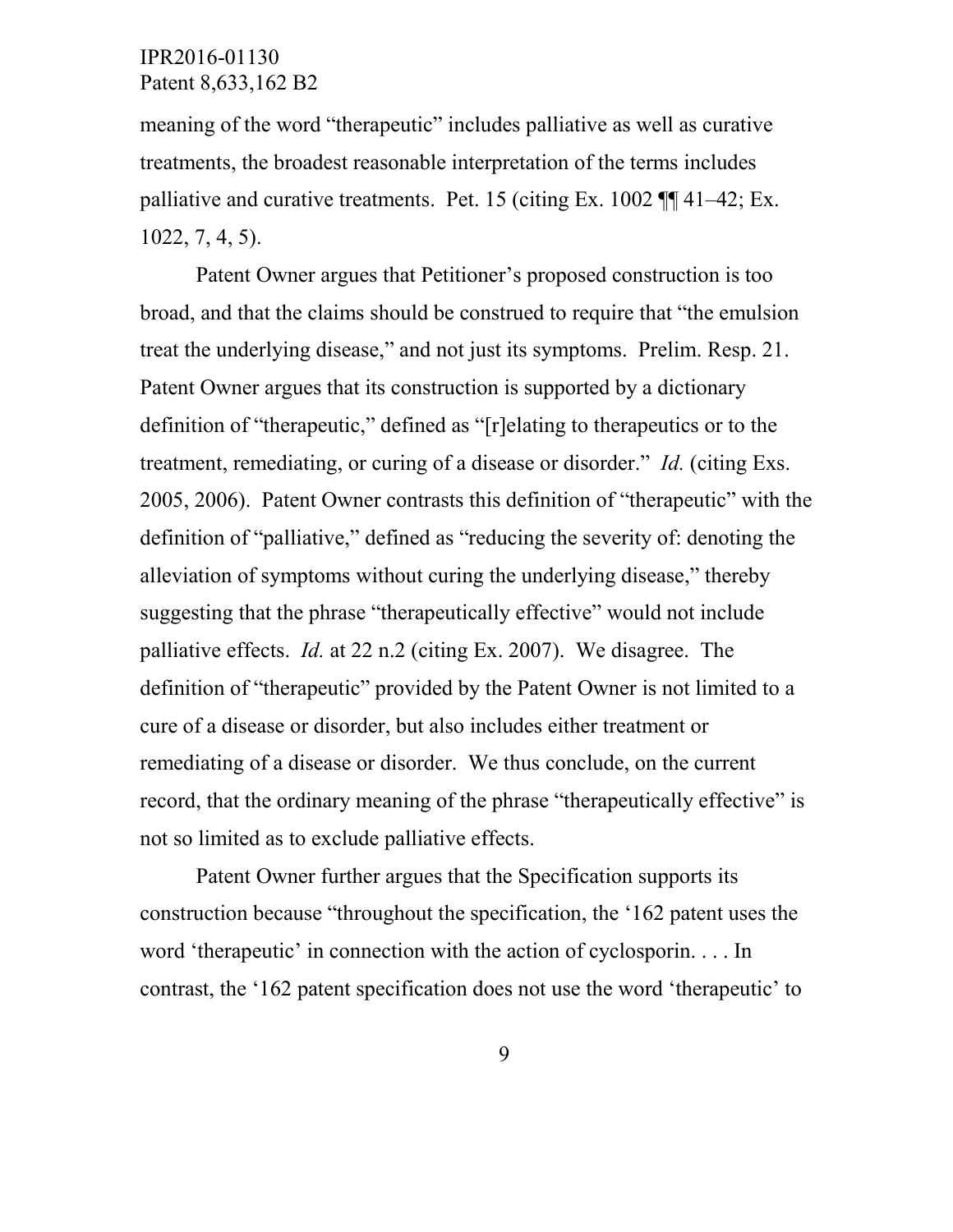meaning of the word "therapeutic" includes palliative as well as curative treatments, the broadest reasonable interpretation of the terms includes palliative and curative treatments. Pet. 15 (citing Ex. 1002 ¶¶ 41–42; Ex. 1022, 7, 4, 5).

Patent Owner argues that Petitioner's proposed construction is too broad, and that the claims should be construed to require that "the emulsion treat the underlying disease," and not just its symptoms. Prelim. Resp. 21. Patent Owner argues that its construction is supported by a dictionary definition of "therapeutic," defined as "[r]elating to therapeutics or to the treatment, remediating, or curing of a disease or disorder." *Id.* (citing Exs. 2005, 2006). Patent Owner contrasts this definition of "therapeutic" with the definition of "palliative," defined as "reducing the severity of: denoting the alleviation of symptoms without curing the underlying disease," thereby suggesting that the phrase "therapeutically effective" would not include palliative effects. *Id.* at 22 n.2 (citing Ex. 2007). We disagree. The definition of "therapeutic" provided by the Patent Owner is not limited to a cure of a disease or disorder, but also includes either treatment or remediating of a disease or disorder. We thus conclude, on the current record, that the ordinary meaning of the phrase "therapeutically effective" is not so limited as to exclude palliative effects.

Patent Owner further argues that the Specification supports its construction because "throughout the specification, the '162 patent uses the word 'therapeutic' in connection with the action of cyclosporin. . . . In contrast, the '162 patent specification does not use the word 'therapeutic' to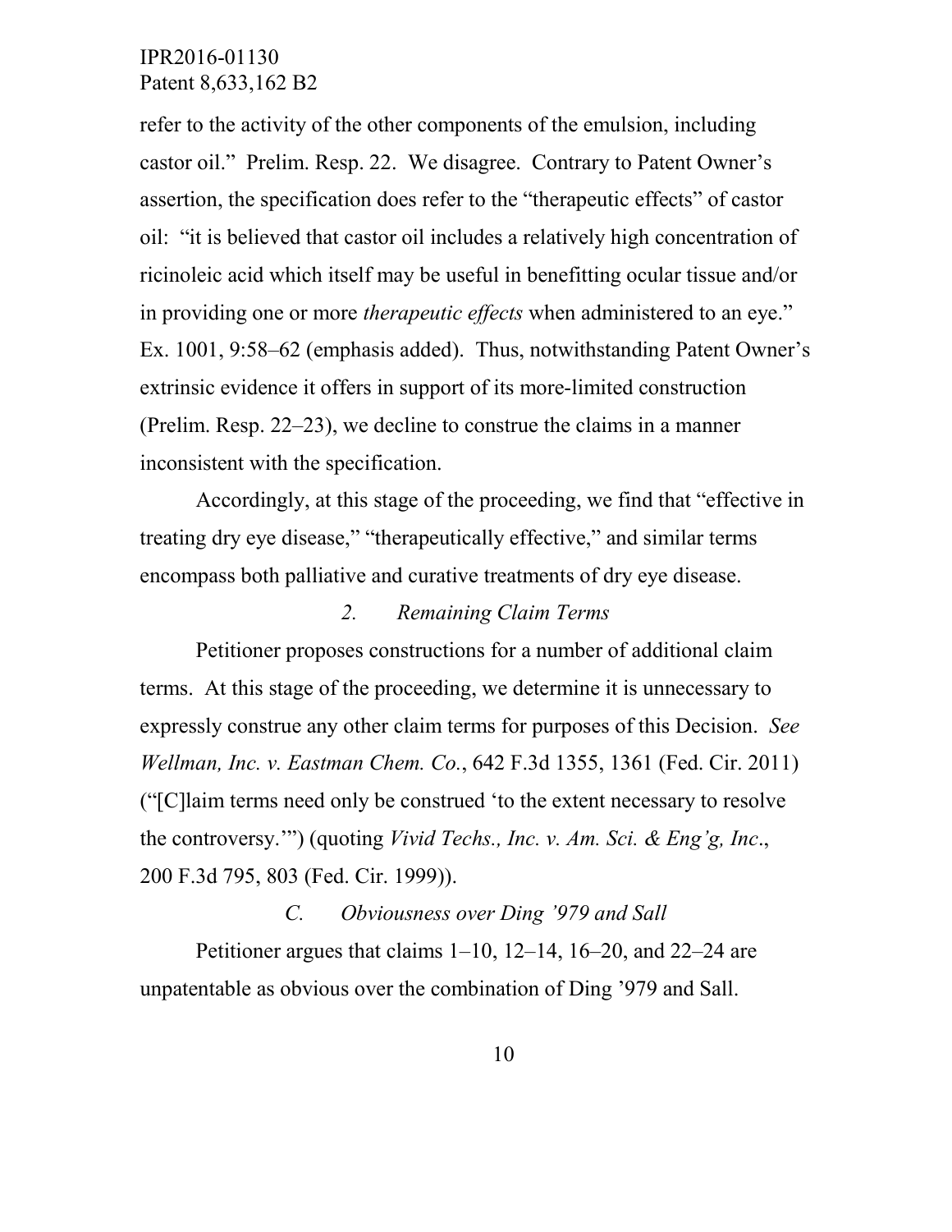refer to the activity of the other components of the emulsion, including castor oil." Prelim. Resp. 22. We disagree. Contrary to Patent Owner's assertion, the specification does refer to the "therapeutic effects" of castor oil: "it is believed that castor oil includes a relatively high concentration of ricinoleic acid which itself may be useful in benefitting ocular tissue and/or in providing one or more *therapeutic effects* when administered to an eye." Ex. 1001, 9:58–62 (emphasis added). Thus, notwithstanding Patent Owner's extrinsic evidence it offers in support of its more-limited construction (Prelim. Resp. 22–23), we decline to construe the claims in a manner inconsistent with the specification.

Accordingly, at this stage of the proceeding, we find that "effective in treating dry eye disease," "therapeutically effective," and similar terms encompass both palliative and curative treatments of dry eye disease.

### *2. Remaining Claim Terms*

Petitioner proposes constructions for a number of additional claim terms. At this stage of the proceeding, we determine it is unnecessary to expressly construe any other claim terms for purposes of this Decision. *See Wellman, Inc. v. Eastman Chem. Co.*, 642 F.3d 1355, 1361 (Fed. Cir. 2011) ("[C]laim terms need only be construed 'to the extent necessary to resolve the controversy.'") (quoting *Vivid Techs., Inc. v. Am. Sci. & Eng'g, Inc.*, 200 F.3d 795, 803 (Fed. Cir. 1999)).

## *C. Obviousness over Ding '979 and Sall*

Petitioner argues that claims 1–10, 12–14, 16–20, and 22–24 are unpatentable as obvious over the combination of Ding '979 and Sall.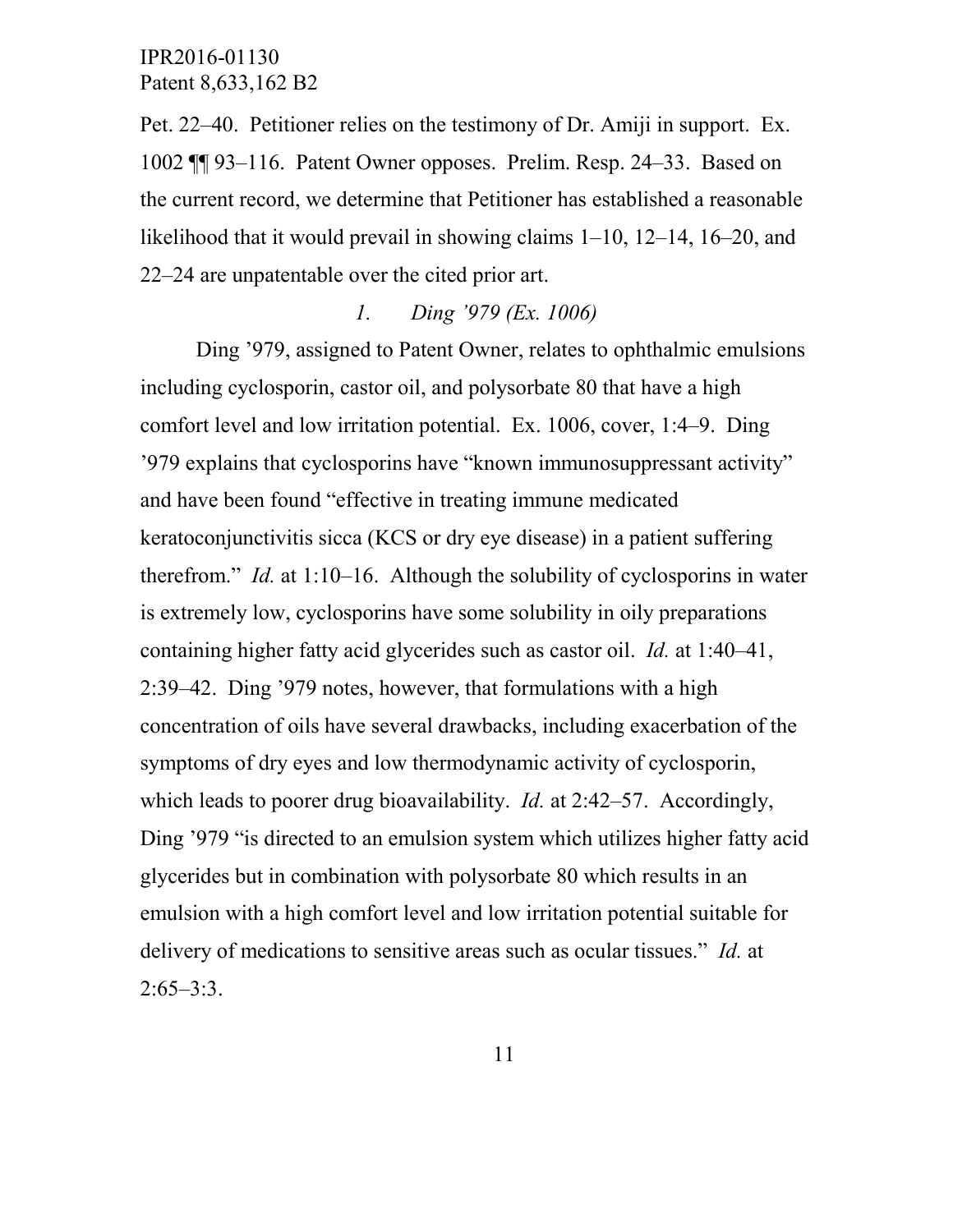Pet. 22–40. Petitioner relies on the testimony of Dr. Amiji in support. Ex. 1002 ¶¶ 93–116. Patent Owner opposes. Prelim. Resp. 24–33. Based on the current record, we determine that Petitioner has established a reasonable likelihood that it would prevail in showing claims 1–10, 12–14, 16–20, and 22–24 are unpatentable over the cited prior art.

*1. Ding ’979 (Ex. 1006)*

Ding ’979, assigned to Patent Owner, relates to ophthalmic emulsions including cyclosporin, castor oil, and polysorbate 80 that have a high comfort level and low irritation potential. Ex. 1006, cover, 1:4–9. Ding ’979 explains that cyclosporins have “known immunosuppressant activity” and have been found “effective in treating immune medicated keratoconjunctivitis sicca (KCS or dry eye disease) in a patient suffering therefrom.” *Id.* at 1:10–16. Although the solubility of cyclosporins in water is extremely low, cyclosporins have some solubility in oily preparations containing higher fatty acid glycerides such as castor oil. *Id.* at 1:40–41, 2:39–42. Ding ’979 notes, however, that formulations with a high concentration of oils have several drawbacks, including exacerbation of the symptoms of dry eyes and low thermodynamic activity of cyclosporin, which leads to poorer drug bioavailability. *Id.* at 2:42–57. Accordingly, Ding ’979 “is directed to an emulsion system which utilizes higher fatty acid glycerides but in combination with polysorbate 80 which results in an emulsion with a high comfort level and low irritation potential suitable for delivery of medications to sensitive areas such as ocular tissues.” *Id.* at 2:65–3:3.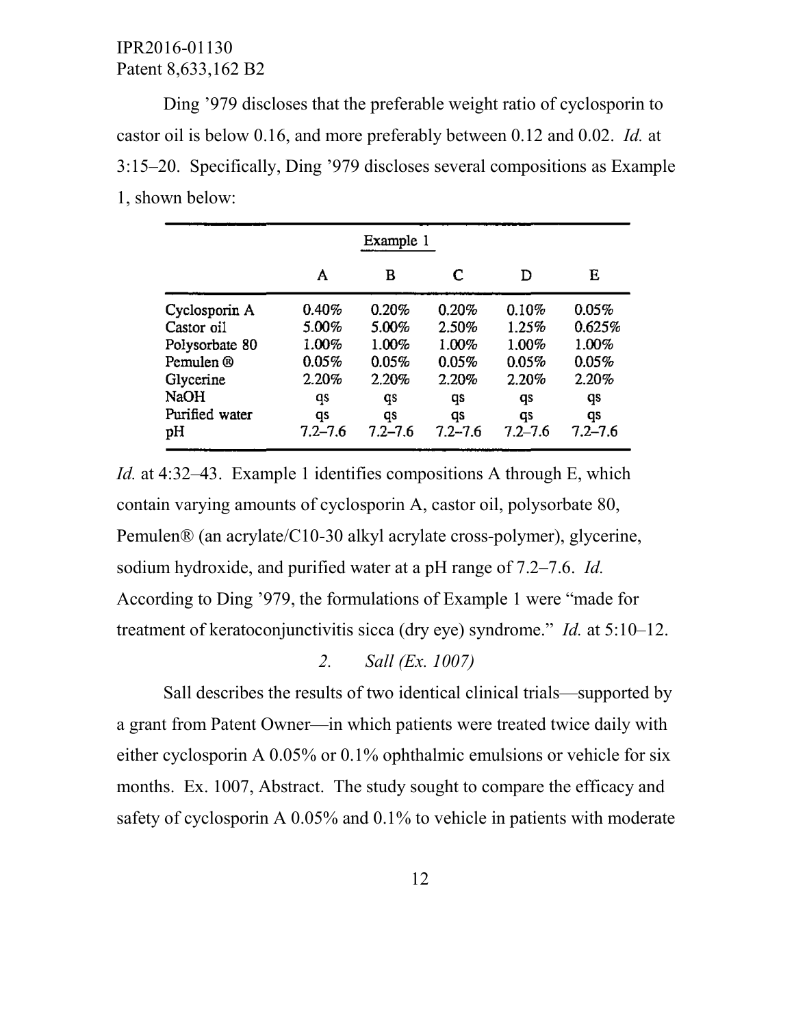Ding ’979 discloses that the preferable weight ratio of cyclosporin to castor oil is below 0.16, and more preferably between 0.12 and 0.02. *Id.* at 3:15–20. Specifically, Ding ’979 discloses several compositions as Example 1, shown below:

| | Example 1 | | | | |
|---|---|---|---|---|---|
| | A | B | C | D | E |
| Cyclosporin A | 0.40% | 0.20% | 0.20% | 0.10% | 0.05% |
| Castor oil | 5.00% | 5.00% | 2.50% | 1.25% | 0.625% |
| Polysorbate 80 | 1.00% | 1.00% | 1.00% | 1.00% | 1.00% |
| Pemulen ® | 0.05% | 0.05% | 0.05% | 0.05% | 0.05% |
| Glycerine | 2.20% | 2.20% | 2.20% | 2.20% | 2.20% |
| NaOH | qs | qs | qs | qs | qs |
| Purified water | qs | qs | qs | qs | qs |
| pH | 7.2–7.6 | 7.2–7.6 | 7.2–7.6 | 7.2–7.6 | 7.2–7.6 |

*Id.* at 4:32–43. Example 1 identifies compositions A through E, which contain varying amounts of cyclosporin A, castor oil, polysorbate 80, Pemulen® (an acrylate/C10-30 alkyl acrylate cross-polymer), glycerine, sodium hydroxide, and purified water at a pH range of 7.2–7.6. *Id.* According to Ding ’979, the formulations of Example 1 were “made for treatment of keratoconjunctivitis sicca (dry eye) syndrome.” *Id.* at 5:10–12.

### *2. Sall (Ex. 1007)*

Sall describes the results of two identical clinical trials—supported by a grant from Patent Owner—in which patients were treated twice daily with either cyclosporin A 0.05% or 0.1% ophthalmic emulsions or vehicle for six months. Ex. 1007, Abstract. The study sought to compare the efficacy and safety of cyclosporin A 0.05% and 0.1% to vehicle in patients with moderate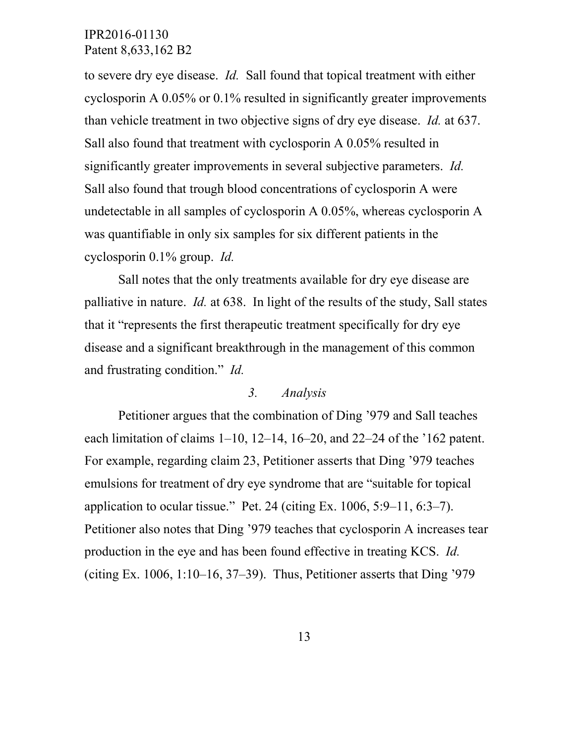to severe dry eye disease. *Id.* Sall found that topical treatment with either cyclosporin A 0.05% or 0.1% resulted in significantly greater improvements than vehicle treatment in two objective signs of dry eye disease. *Id.* at 637. Sall also found that treatment with cyclosporin A 0.05% resulted in significantly greater improvements in several subjective parameters. *Id.* Sall also found that trough blood concentrations of cyclosporin A were undetectable in all samples of cyclosporin A 0.05%, whereas cyclosporin A was quantifiable in only six samples for six different patients in the cyclosporin 0.1% group. *Id.*

Sall notes that the only treatments available for dry eye disease are palliative in nature. *Id.* at 638. In light of the results of the study, Sall states that it "represents the first therapeutic treatment specifically for dry eye disease and a significant breakthrough in the management of this common and frustrating condition." *Id.*

*3. Analysis*

Petitioner argues that the combination of Ding '979 and Sall teaches each limitation of claims 1–10, 12–14, 16–20, and 22–24 of the '162 patent. For example, regarding claim 23, Petitioner asserts that Ding '979 teaches emulsions for treatment of dry eye syndrome that are "suitable for topical application to ocular tissue." Pet. 24 (citing Ex. 1006, 5:9–11, 6:3–7). Petitioner also notes that Ding '979 teaches that cyclosporin A increases tear production in the eye and has been found effective in treating KCS. *Id.* (citing Ex. 1006, 1:10–16, 37–39). Thus, Petitioner asserts that Ding '979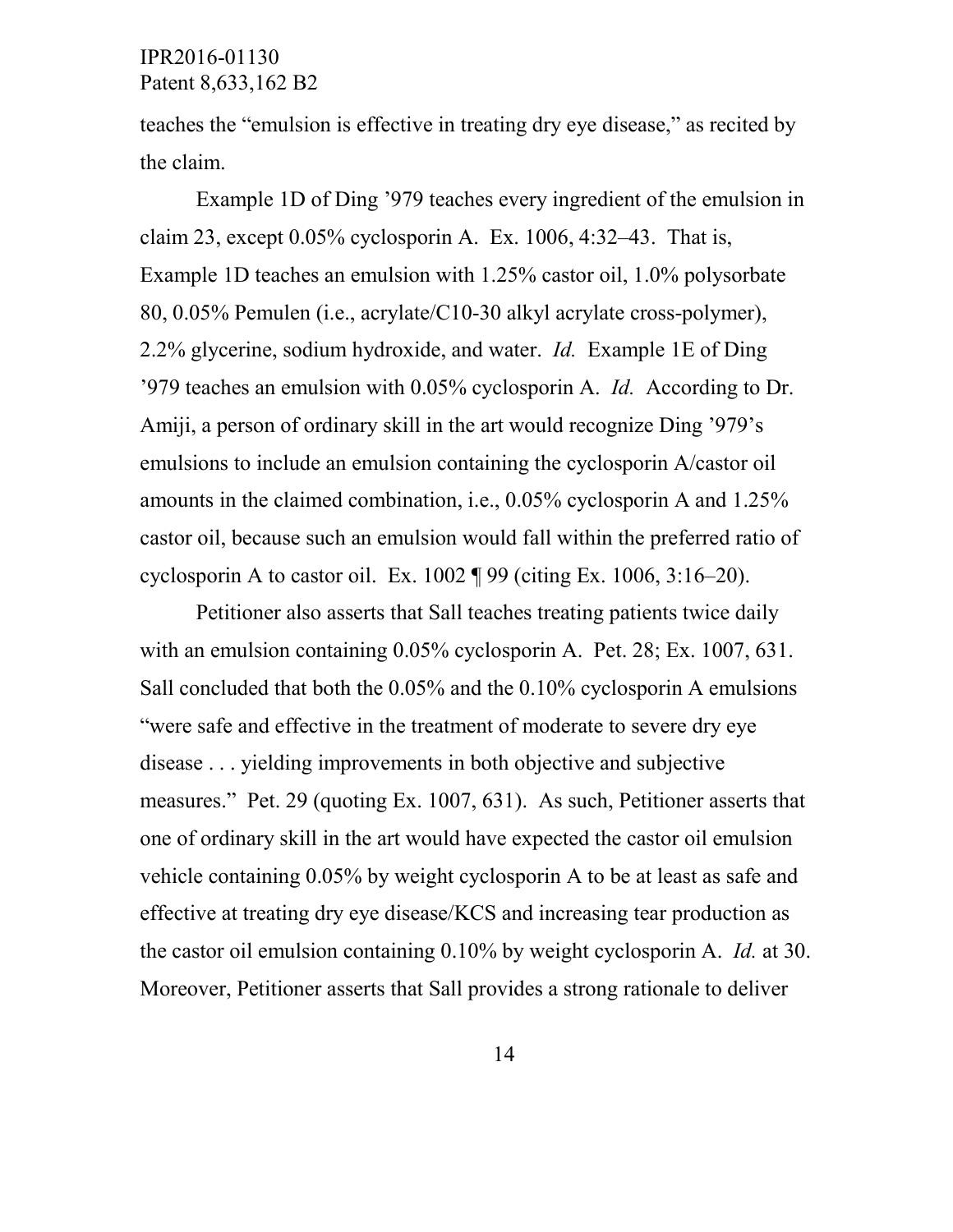teaches the "emulsion is effective in treating dry eye disease," as recited by the claim.

Example 1D of Ding '979 teaches every ingredient of the emulsion in claim 23, except 0.05% cyclosporin A. Ex. 1006, 4:32–43. That is, Example 1D teaches an emulsion with 1.25% castor oil, 1.0% polysorbate 80, 0.05% Pemulen (i.e., acrylate/C10-30 alkyl acrylate cross-polymer), 2.2% glycerine, sodium hydroxide, and water. *Id.* Example 1E of Ding '979 teaches an emulsion with 0.05% cyclosporin A. *Id.* According to Dr. Amiji, a person of ordinary skill in the art would recognize Ding '979's emulsions to include an emulsion containing the cyclosporin A/castor oil amounts in the claimed combination, i.e., 0.05% cyclosporin A and 1.25% castor oil, because such an emulsion would fall within the preferred ratio of cyclosporin A to castor oil. Ex. 1002 ¶ 99 (citing Ex. 1006, 3:16–20).

Petitioner also asserts that Sall teaches treating patients twice daily with an emulsion containing 0.05% cyclosporin A. Pet. 28; Ex. 1007, 631. Sall concluded that both the 0.05% and the 0.10% cyclosporin A emulsions "were safe and effective in the treatment of moderate to severe dry eye disease . . . yielding improvements in both objective and subjective measures." Pet. 29 (quoting Ex. 1007, 631). As such, Petitioner asserts that one of ordinary skill in the art would have expected the castor oil emulsion vehicle containing 0.05% by weight cyclosporin A to be at least as safe and effective at treating dry eye disease/KCS and increasing tear production as the castor oil emulsion containing 0.10% by weight cyclosporin A. *Id.* at 30. Moreover, Petitioner asserts that Sall provides a strong rationale to deliver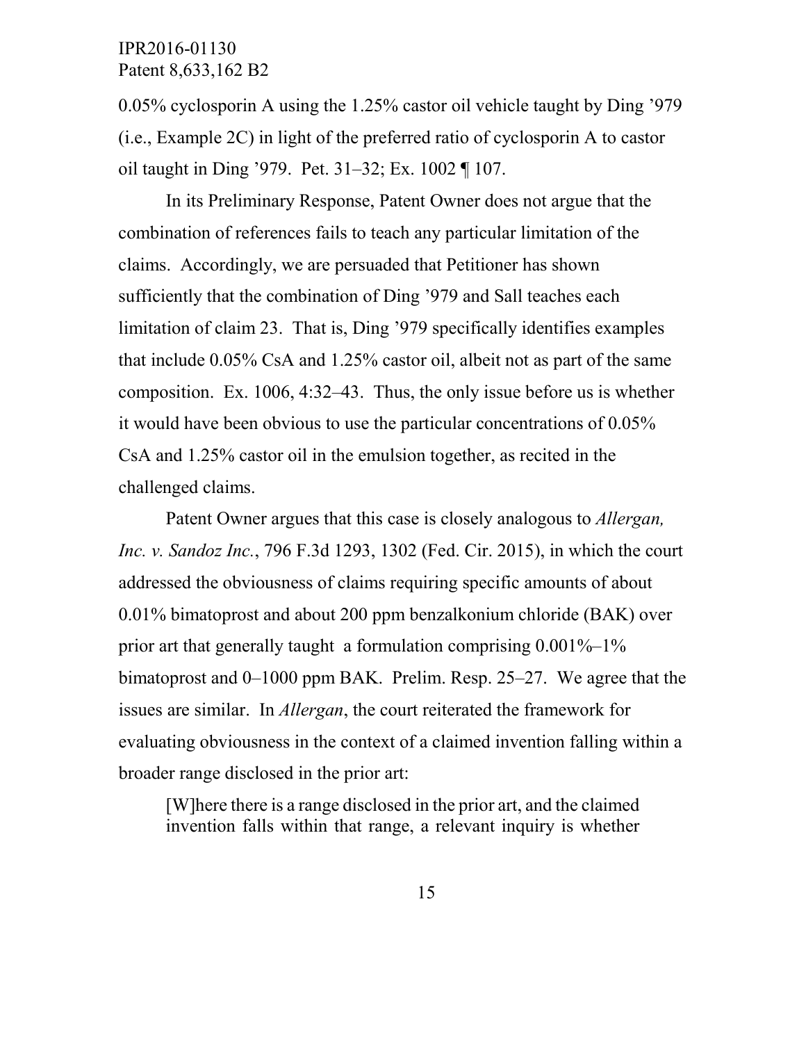0.05% cyclosporin A using the 1.25% castor oil vehicle taught by Ding '979 (i.e., Example 2C) in light of the preferred ratio of cyclosporin A to castor oil taught in Ding '979. Pet. 31–32; Ex. 1002 ¶ 107.

In its Preliminary Response, Patent Owner does not argue that the combination of references fails to teach any particular limitation of the claims. Accordingly, we are persuaded that Petitioner has shown sufficiently that the combination of Ding '979 and Sall teaches each limitation of claim 23. That is, Ding '979 specifically identifies examples that include 0.05% CsA and 1.25% castor oil, albeit not as part of the same composition. Ex. 1006, 4:32–43. Thus, the only issue before us is whether it would have been obvious to use the particular concentrations of 0.05% CsA and 1.25% castor oil in the emulsion together, as recited in the challenged claims.

Patent Owner argues that this case is closely analogous to *Allergan, Inc. v. Sandoz Inc.*, 796 F.3d 1293, 1302 (Fed. Cir. 2015), in which the court addressed the obviousness of claims requiring specific amounts of about 0.01% bimatoprost and about 200 ppm benzalkonium chloride (BAK) over prior art that generally taught a formulation comprising 0.001%–1% bimatoprost and 0–1000 ppm BAK. Prelim. Resp. 25–27. We agree that the issues are similar. In *Allergan*, the court reiterated the framework for evaluating obviousness in the context of a claimed invention falling within a broader range disclosed in the prior art:

> [W]here there is a range disclosed in the prior art, and the claimed invention falls within that range, a relevant inquiry is whether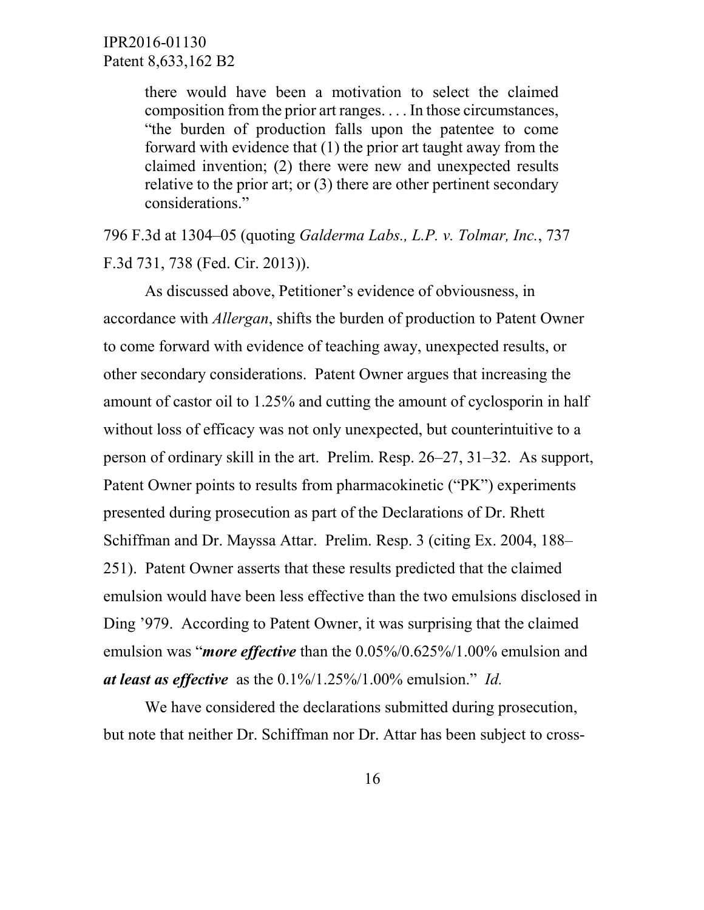> there would have been a motivation to select the claimed composition from the prior art ranges. . . . In those circumstances, "the burden of production falls upon the patentee to come forward with evidence that (1) the prior art taught away from the claimed invention; (2) there were new and unexpected results relative to the prior art; or (3) there are other pertinent secondary considerations."

796 F.3d at 1304–05 (quoting *Galderma Labs., L.P. v. Tolmar, Inc.*, 737 F.3d 731, 738 (Fed. Cir. 2013)).

As discussed above, Petitioner's evidence of obviousness, in accordance with *Allergan*, shifts the burden of production to Patent Owner to come forward with evidence of teaching away, unexpected results, or other secondary considerations. Patent Owner argues that increasing the amount of castor oil to 1.25% and cutting the amount of cyclosporin in half without loss of efficacy was not only unexpected, but counterintuitive to a person of ordinary skill in the art. Prelim. Resp. 26–27, 31–32. As support, Patent Owner points to results from pharmacokinetic ("PK") experiments presented during prosecution as part of the Declarations of Dr. Rhett Schiffman and Dr. Mayssa Attar. Prelim. Resp. 3 (citing Ex. 2004, 188–251). Patent Owner asserts that these results predicted that the claimed emulsion would have been less effective than the two emulsions disclosed in Ding '979. According to Patent Owner, it was surprising that the claimed emulsion was "***more effective*** than the 0.05%/0.625%/1.00% emulsion and ***at least as effective*** as the 0.1%/1.25%/1.00% emulsion." *Id.*

We have considered the declarations submitted during prosecution, but note that neither Dr. Schiffman nor Dr. Attar has been subject to cross-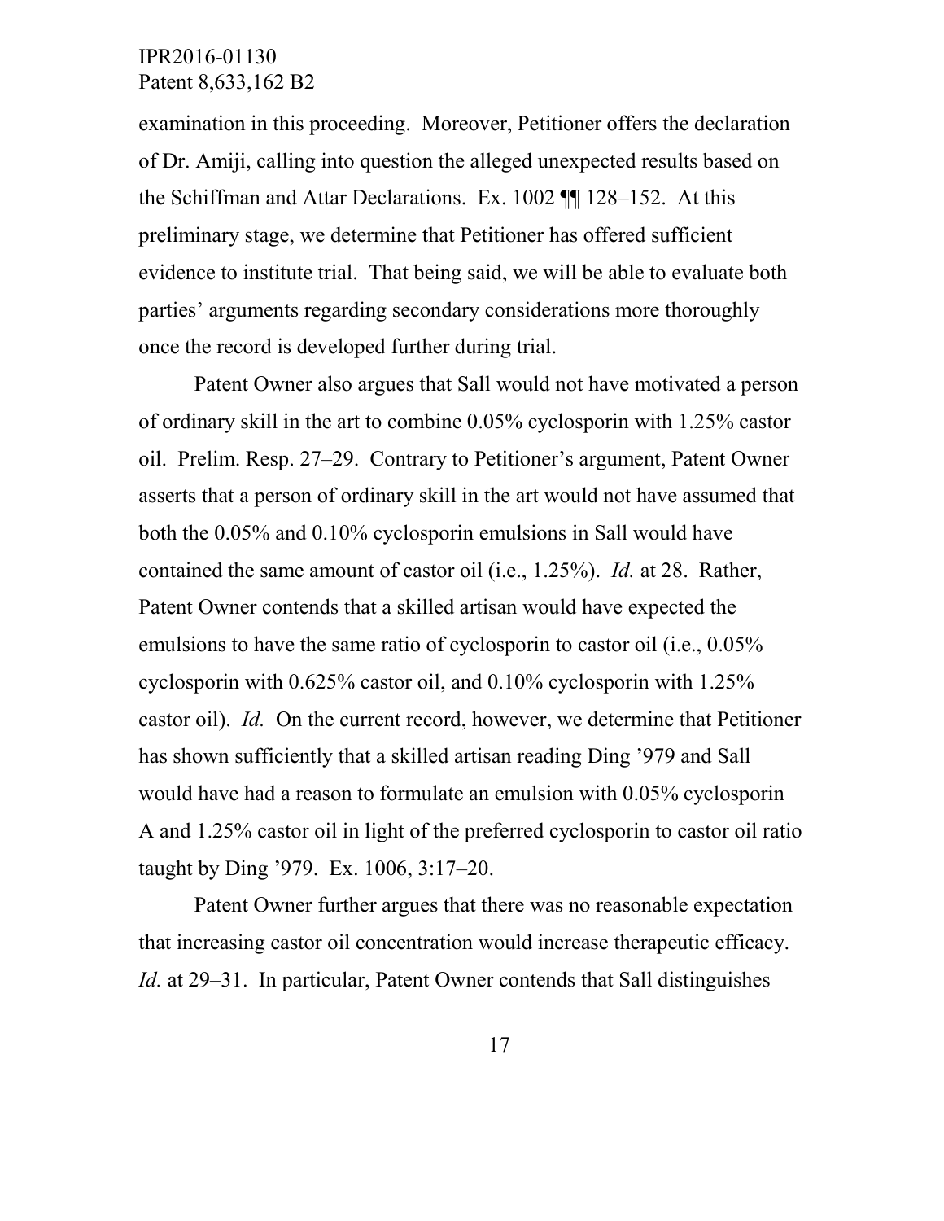examination in this proceeding. Moreover, Petitioner offers the declaration of Dr. Amiji, calling into question the alleged unexpected results based on the Schiffman and Attar Declarations. Ex. 1002 ¶¶ 128–152. At this preliminary stage, we determine that Petitioner has offered sufficient evidence to institute trial. That being said, we will be able to evaluate both parties' arguments regarding secondary considerations more thoroughly once the record is developed further during trial.

Patent Owner also argues that Sall would not have motivated a person of ordinary skill in the art to combine 0.05% cyclosporin with 1.25% castor oil. Prelim. Resp. 27–29. Contrary to Petitioner's argument, Patent Owner asserts that a person of ordinary skill in the art would not have assumed that both the 0.05% and 0.10% cyclosporin emulsions in Sall would have contained the same amount of castor oil (i.e., 1.25%). *Id.* at 28. Rather, Patent Owner contends that a skilled artisan would have expected the emulsions to have the same ratio of cyclosporin to castor oil (i.e., 0.05% cyclosporin with 0.625% castor oil, and 0.10% cyclosporin with 1.25% castor oil). *Id.* On the current record, however, we determine that Petitioner has shown sufficiently that a skilled artisan reading Ding '979 and Sall would have had a reason to formulate an emulsion with 0.05% cyclosporin A and 1.25% castor oil in light of the preferred cyclosporin to castor oil ratio taught by Ding '979. Ex. 1006, 3:17–20.

Patent Owner further argues that there was no reasonable expectation that increasing castor oil concentration would increase therapeutic efficacy. *Id.* at 29–31. In particular, Patent Owner contends that Sall distinguishes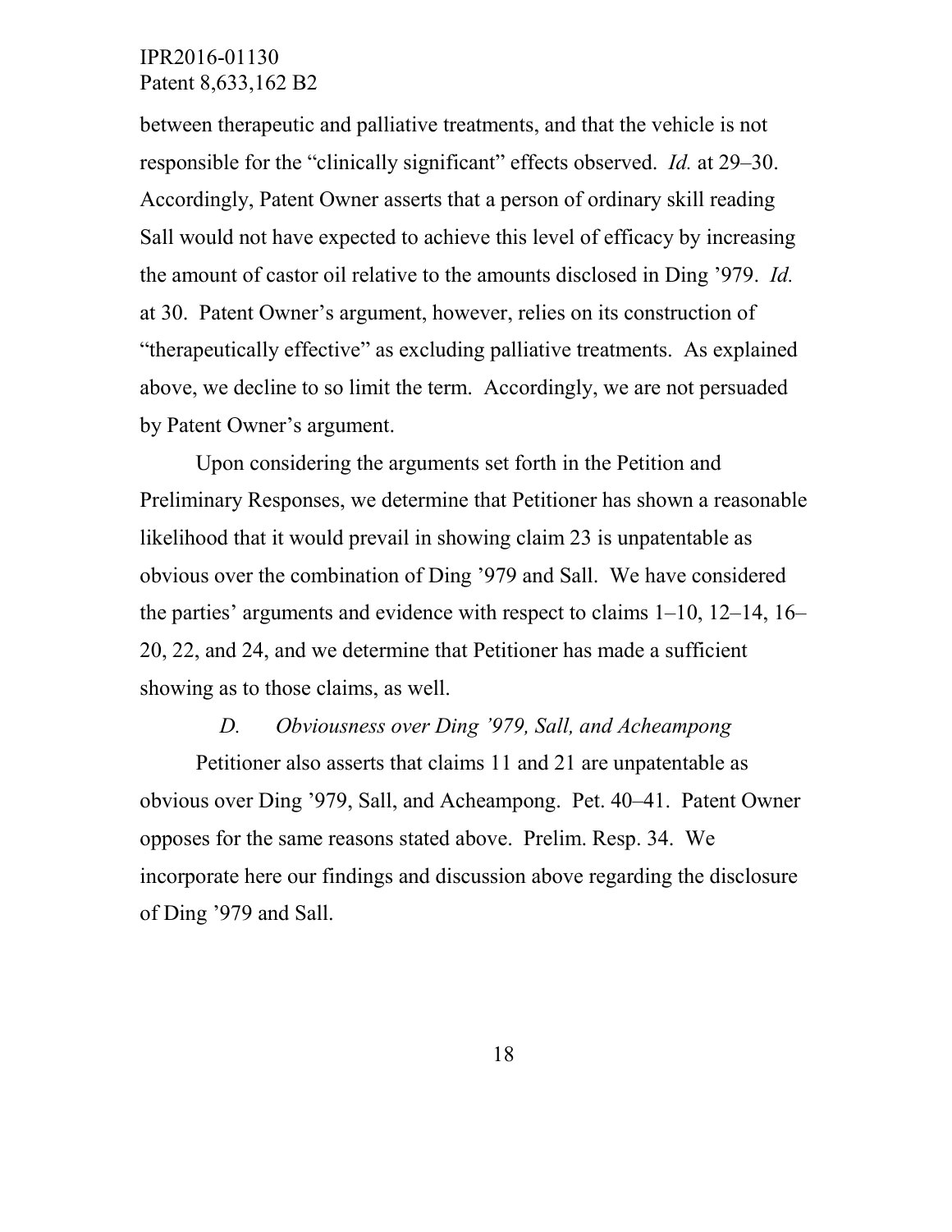between therapeutic and palliative treatments, and that the vehicle is not responsible for the "clinically significant" effects observed. *Id.* at 29–30. Accordingly, Patent Owner asserts that a person of ordinary skill reading Sall would not have expected to achieve this level of efficacy by increasing the amount of castor oil relative to the amounts disclosed in Ding '979. *Id.* at 30. Patent Owner's argument, however, relies on its construction of "therapeutically effective" as excluding palliative treatments. As explained above, we decline to so limit the term. Accordingly, we are not persuaded by Patent Owner's argument.

Upon considering the arguments set forth in the Petition and Preliminary Responses, we determine that Petitioner has shown a reasonable likelihood that it would prevail in showing claim 23 is unpatentable as obvious over the combination of Ding '979 and Sall. We have considered the parties' arguments and evidence with respect to claims 1–10, 12–14, 16–20, 22, and 24, and we determine that Petitioner has made a sufficient showing as to those claims, as well.

### *D. Obviousness over Ding '979, Sall, and Acheampong*

Petitioner also asserts that claims 11 and 21 are unpatentable as obvious over Ding '979, Sall, and Acheampong. Pet. 40–41. Patent Owner opposes for the same reasons stated above. Prelim. Resp. 34. We incorporate here our findings and discussion above regarding the disclosure of Ding '979 and Sall.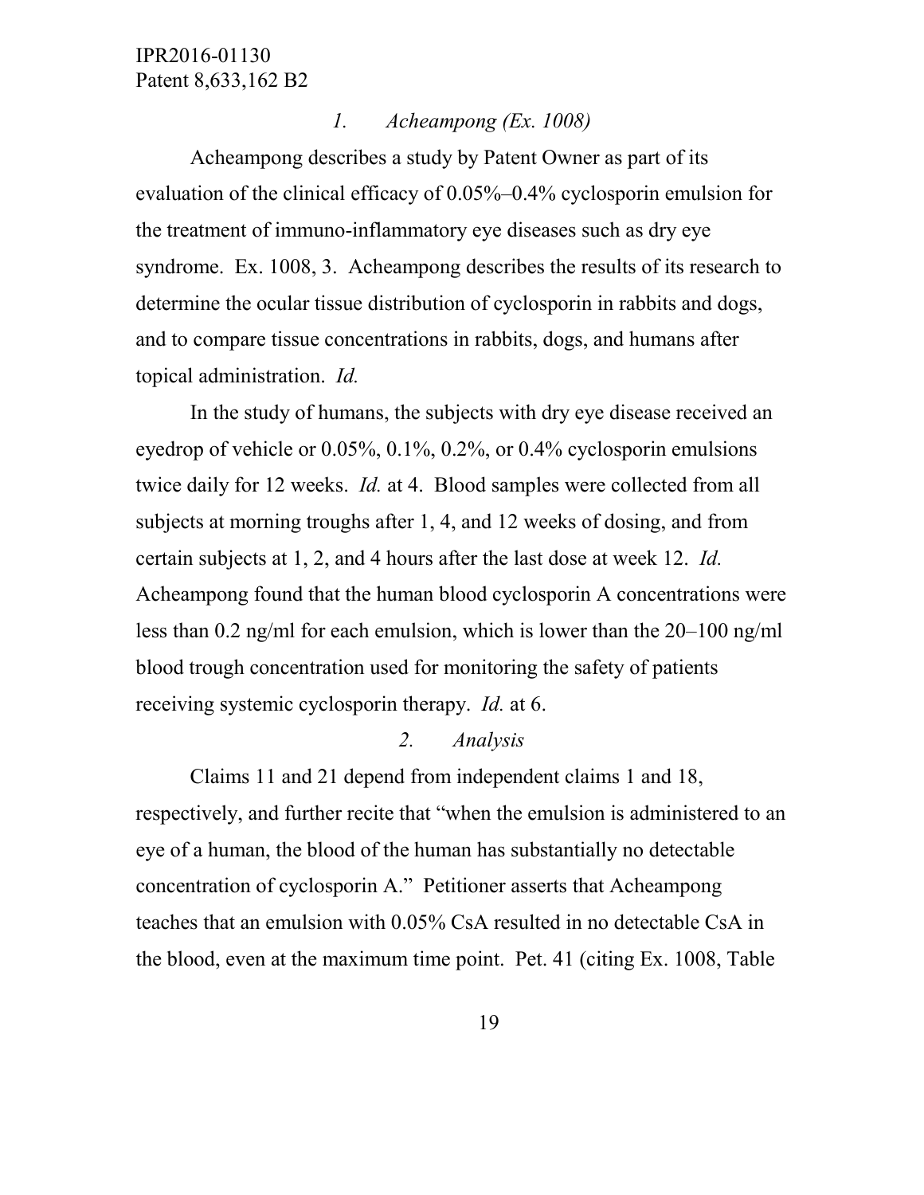### *1. Acheampong (Ex. 1008)*

Acheampong describes a study by Patent Owner as part of its evaluation of the clinical efficacy of 0.05%–0.4% cyclosporin emulsion for the treatment of immuno-inflammatory eye diseases such as dry eye syndrome. Ex. 1008, 3. Acheampong describes the results of its research to determine the ocular tissue distribution of cyclosporin in rabbits and dogs, and to compare tissue concentrations in rabbits, dogs, and humans after topical administration. *Id.*

In the study of humans, the subjects with dry eye disease received an eyedrop of vehicle or 0.05%, 0.1%, 0.2%, or 0.4% cyclosporin emulsions twice daily for 12 weeks. *Id.* at 4. Blood samples were collected from all subjects at morning troughs after 1, 4, and 12 weeks of dosing, and from certain subjects at 1, 2, and 4 hours after the last dose at week 12. *Id.* Acheampong found that the human blood cyclosporin A concentrations were less than 0.2 ng/ml for each emulsion, which is lower than the 20–100 ng/ml blood trough concentration used for monitoring the safety of patients receiving systemic cyclosporin therapy. *Id.* at 6.

### *2. Analysis*

Claims 11 and 21 depend from independent claims 1 and 18, respectively, and further recite that "when the emulsion is administered to an eye of a human, the blood of the human has substantially no detectable concentration of cyclosporin A." Petitioner asserts that Acheampong teaches that an emulsion with 0.05% CsA resulted in no detectable CsA in the blood, even at the maximum time point. Pet. 41 (citing Ex. 1008, Table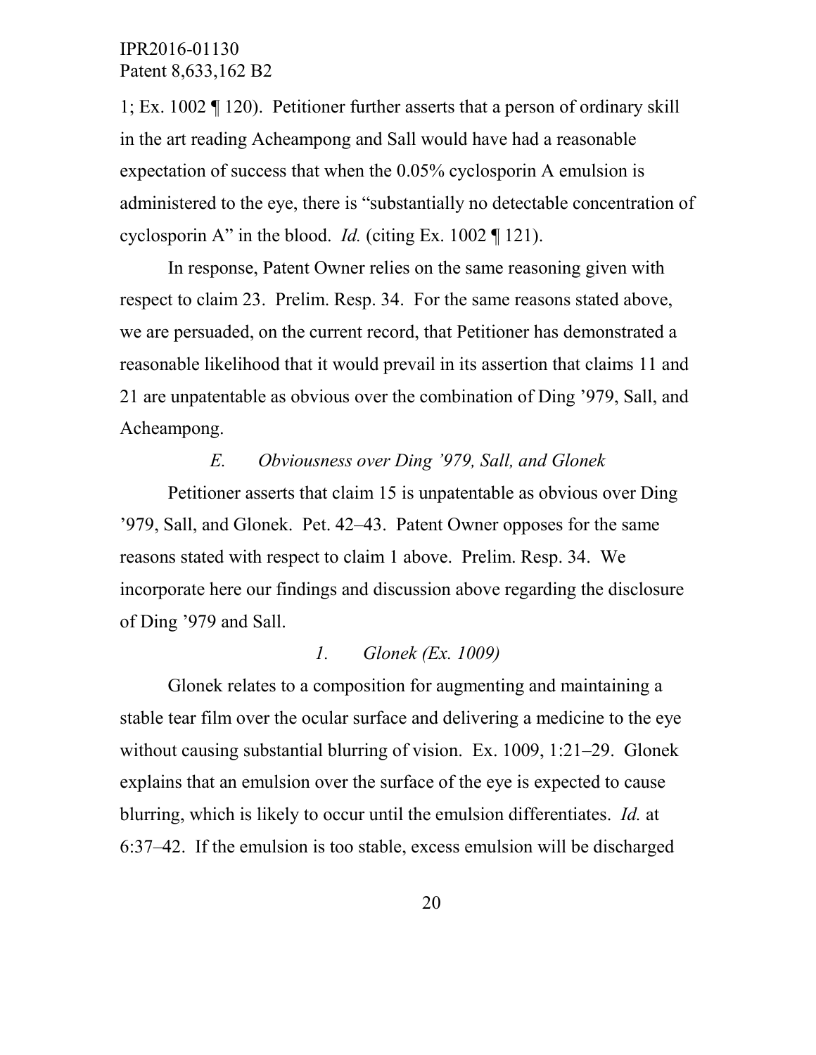1; Ex. 1002 ¶ 120). Petitioner further asserts that a person of ordinary skill in the art reading Acheampong and Sall would have had a reasonable expectation of success that when the 0.05% cyclosporin A emulsion is administered to the eye, there is "substantially no detectable concentration of cyclosporin A" in the blood. *Id.* (citing Ex. 1002 ¶ 121).

In response, Patent Owner relies on the same reasoning given with respect to claim 23. Prelim. Resp. 34. For the same reasons stated above, we are persuaded, on the current record, that Petitioner has demonstrated a reasonable likelihood that it would prevail in its assertion that claims 11 and 21 are unpatentable as obvious over the combination of Ding '979, Sall, and Acheampong.

### *E. Obviousness over Ding '979, Sall, and Glonek*

Petitioner asserts that claim 15 is unpatentable as obvious over Ding '979, Sall, and Glonek. Pet. 42–43. Patent Owner opposes for the same reasons stated with respect to claim 1 above. Prelim. Resp. 34. We incorporate here our findings and discussion above regarding the disclosure of Ding '979 and Sall.

#### *1. Glonek (Ex. 1009)*

Glonek relates to a composition for augmenting and maintaining a stable tear film over the ocular surface and delivering a medicine to the eye without causing substantial blurring of vision. Ex. 1009, 1:21–29. Glonek explains that an emulsion over the surface of the eye is expected to cause blurring, which is likely to occur until the emulsion differentiates. *Id.* at 6:37–42. If the emulsion is too stable, excess emulsion will be discharged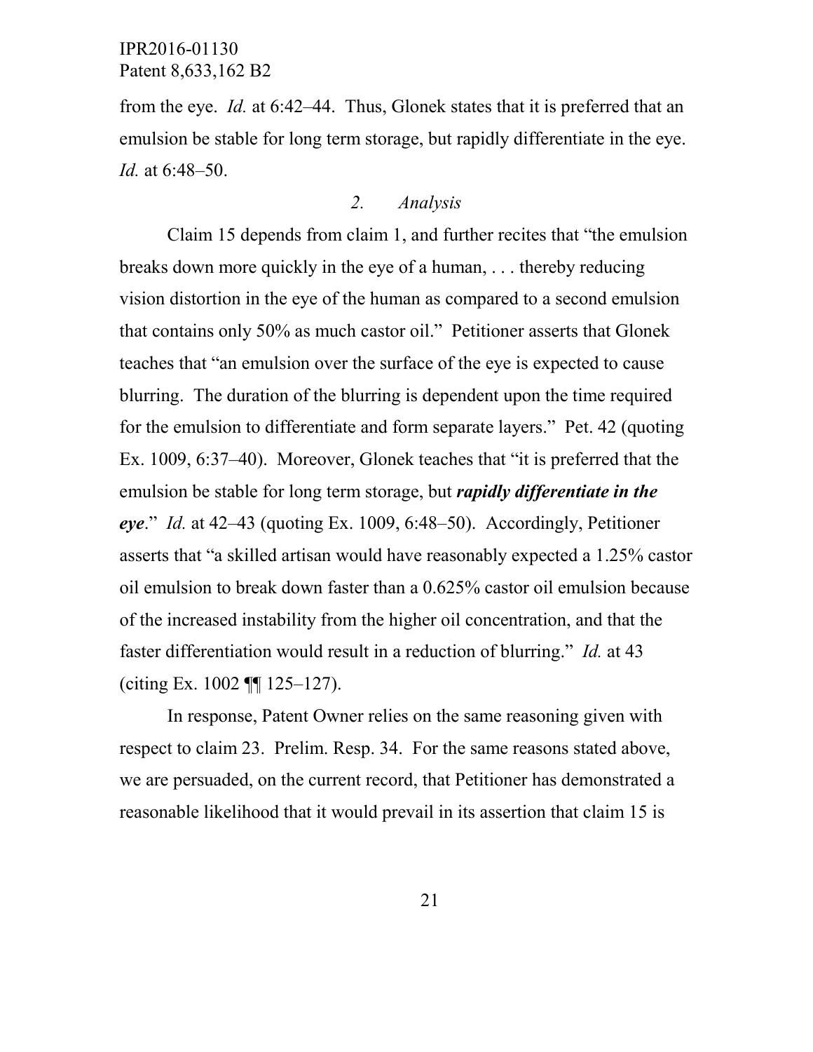from the eye. *Id.* at 6:42–44. Thus, Glonek states that it is preferred that an emulsion be stable for long term storage, but rapidly differentiate in the eye. *Id.* at 6:48–50.

### *2. Analysis*

Claim 15 depends from claim 1, and further recites that "the emulsion breaks down more quickly in the eye of a human, . . . thereby reducing vision distortion in the eye of the human as compared to a second emulsion that contains only 50% as much castor oil." Petitioner asserts that Glonek teaches that "an emulsion over the surface of the eye is expected to cause blurring. The duration of the blurring is dependent upon the time required for the emulsion to differentiate and form separate layers." Pet. 42 (quoting Ex. 1009, 6:37–40). Moreover, Glonek teaches that "it is preferred that the emulsion be stable for long term storage, but ***rapidly differentiate in the eye***." *Id.* at 42–43 (quoting Ex. 1009, 6:48–50). Accordingly, Petitioner asserts that "a skilled artisan would have reasonably expected a 1.25% castor oil emulsion to break down faster than a 0.625% castor oil emulsion because of the increased instability from the higher oil concentration, and that the faster differentiation would result in a reduction of blurring." *Id.* at 43 (citing Ex. 1002 ¶¶ 125–127).

In response, Patent Owner relies on the same reasoning given with respect to claim 23. Prelim. Resp. 34. For the same reasons stated above, we are persuaded, on the current record, that Petitioner has demonstrated a reasonable likelihood that it would prevail in its assertion that claim 15 is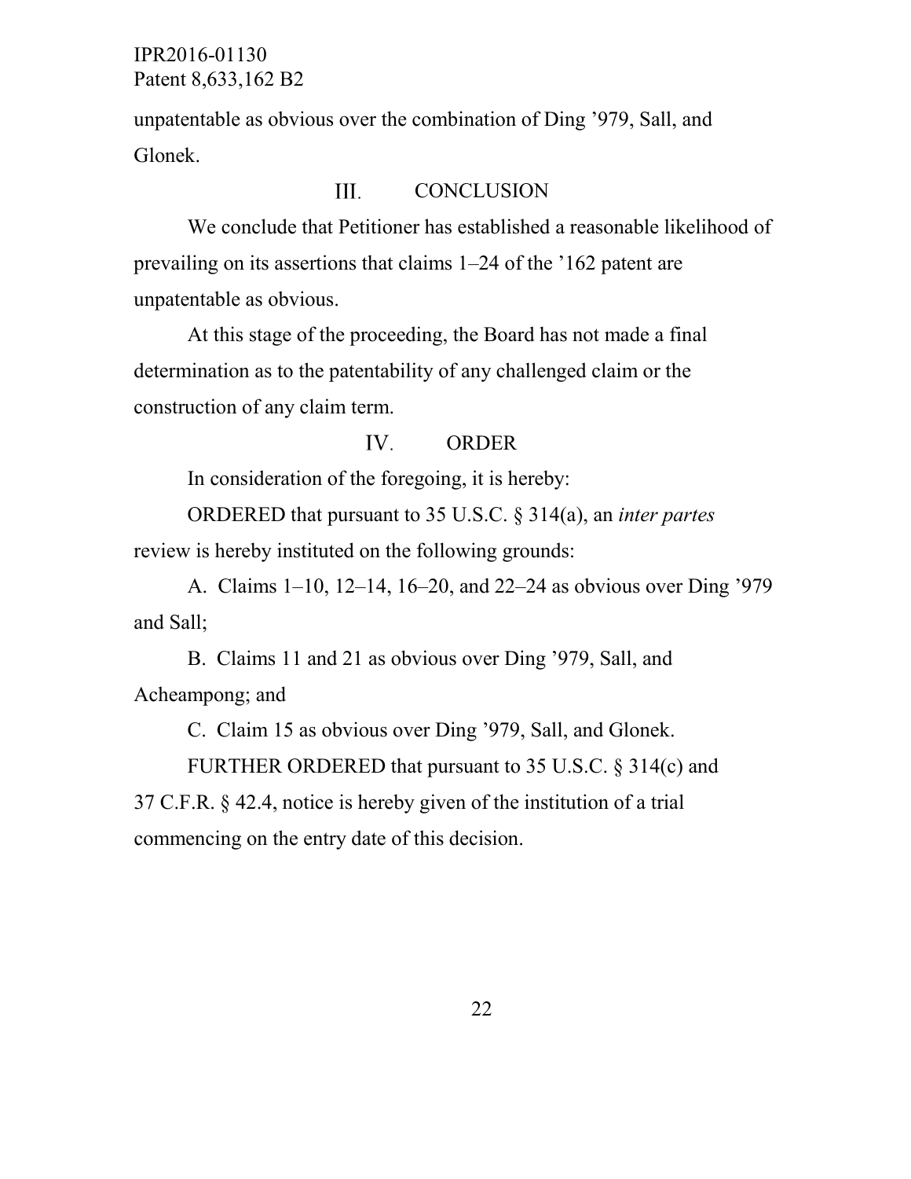unpatentable as obvious over the combination of Ding '979, Sall, and Glonek.

## III. CONCLUSION

We conclude that Petitioner has established a reasonable likelihood of prevailing on its assertions that claims 1–24 of the '162 patent are unpatentable as obvious.

At this stage of the proceeding, the Board has not made a final determination as to the patentability of any challenged claim or the construction of any claim term.

## IV. ORDER

In consideration of the foregoing, it is hereby:

ORDERED that pursuant to 35 U.S.C. § 314(a), an *inter partes* review is hereby instituted on the following grounds:

A. Claims 1–10, 12–14, 16–20, and 22–24 as obvious over Ding '979 and Sall;

B. Claims 11 and 21 as obvious over Ding '979, Sall, and Acheampong; and

C. Claim 15 as obvious over Ding '979, Sall, and Glonek.

FURTHER ORDERED that pursuant to 35 U.S.C. § 314(c) and 37 C.F.R. § 42.4, notice is hereby given of the institution of a trial commencing on the entry date of this decision.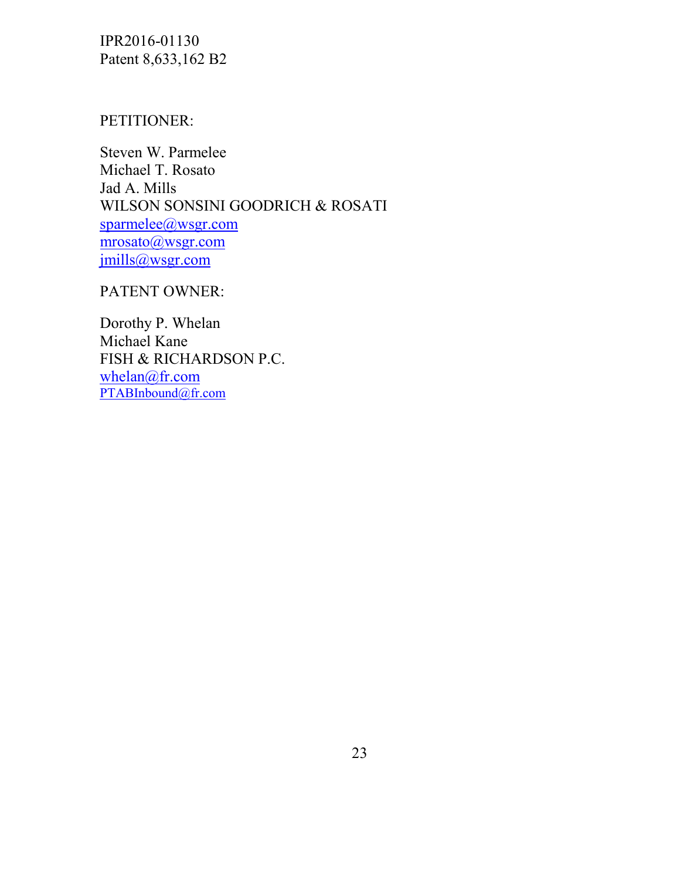PETITIONER:

Steven W. Parmelee
Michael T. Rosato
Jad A. Mills
WILSON SONSINI GOODRICH & ROSATI
sparmelee@wsgr.com
mrosato@wsgr.com
jmills@wsgr.com

PATENT OWNER:

Dorothy P. Whelan
Michael Kane
FISH & RICHARDSON P.C.
whelan@fr.com
PTABInbound@fr.com